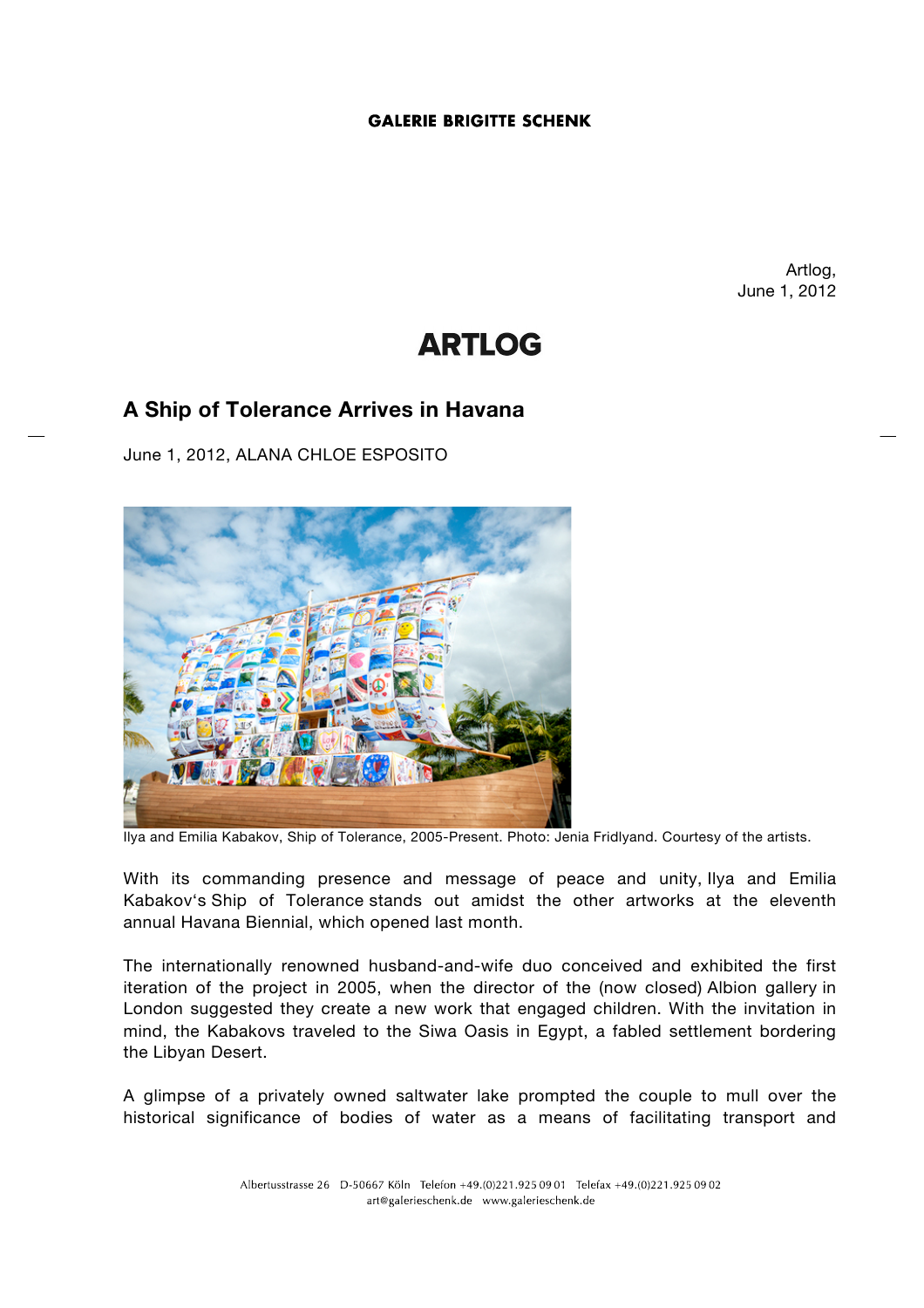Artlog,
June 1, 2012

# ARTLOG

## A Ship of Tolerance Arrives in Havana

June 1, 2012, ALANA CHLOE ESPOSITO

Ilya and Emilia Kabakov, Ship of Tolerance, 2005-Present. Photo: Jenia Fridlyand. Courtesy of the artists.

With its commanding presence and message of peace and unity, Ilya and Emilia Kabakov's Ship of Tolerance stands out amidst the other artworks at the eleventh annual Havana Biennial, which opened last month.

The internationally renowned husband-and-wife duo conceived and exhibited the first iteration of the project in 2005, when the director of the (now closed) Albion gallery in London suggested they create a new work that engaged children. With the invitation in mind, the Kabakovs traveled to the Siwa Oasis in Egypt, a fabled settlement bordering the Libyan Desert.

A glimpse of a privately owned saltwater lake prompted the couple to mull over the historical significance of bodies of water as a means of facilitating transport and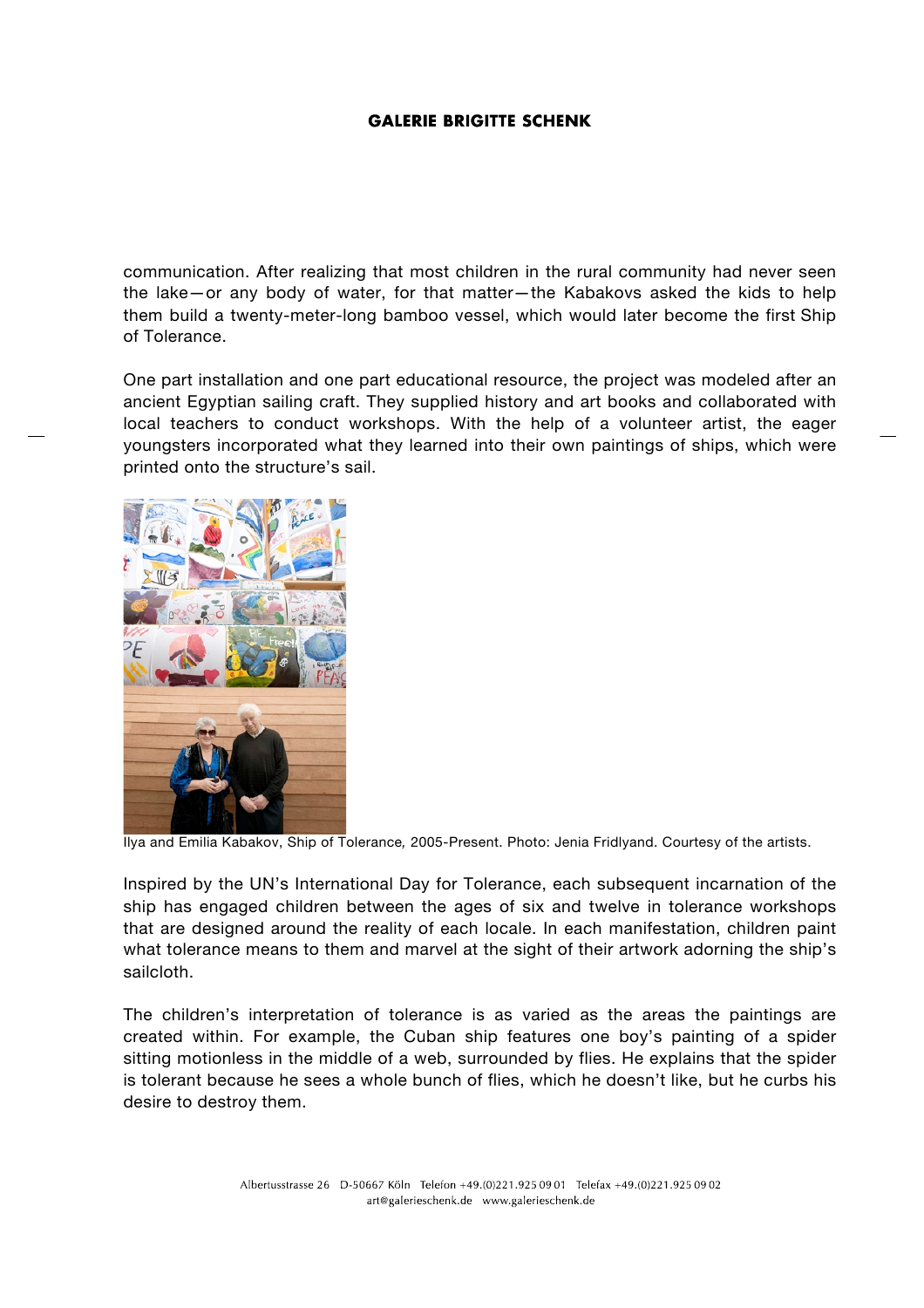communication. After realizing that most children in the rural community had never seen the lake—or any body of water, for that matter—the Kabakovs asked the kids to help them build a twenty-meter-long bamboo vessel, which would later become the first Ship of Tolerance.

One part installation and one part educational resource, the project was modeled after an ancient Egyptian sailing craft. They supplied history and art books and collaborated with local teachers to conduct workshops. With the help of a volunteer artist, the eager youngsters incorporated what they learned into their own paintings of ships, which were printed onto the structure's sail.

Ilya and Emilia Kabakov, Ship of Tolerance*,* 2005-Present. Photo: Jenia Fridlyand. Courtesy of the artists.

Inspired by the UN's International Day for Tolerance, each subsequent incarnation of the ship has engaged children between the ages of six and twelve in tolerance workshops that are designed around the reality of each locale. In each manifestation, children paint what tolerance means to them and marvel at the sight of their artwork adorning the ship's sailcloth.

The children's interpretation of tolerance is as varied as the areas the paintings are created within. For example, the Cuban ship features one boy's painting of a spider sitting motionless in the middle of a web, surrounded by flies. He explains that the spider is tolerant because he sees a whole bunch of flies, which he doesn't like, but he curbs his desire to destroy them.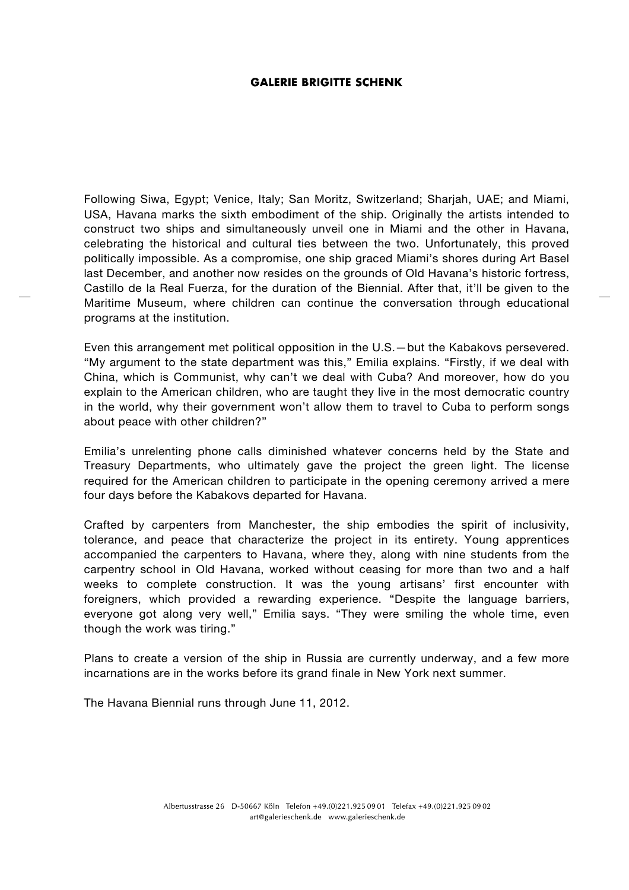Following Siwa, Egypt; Venice, Italy; San Moritz, Switzerland; Sharjah, UAE; and Miami, USA, Havana marks the sixth embodiment of the ship. Originally the artists intended to construct two ships and simultaneously unveil one in Miami and the other in Havana, celebrating the historical and cultural ties between the two. Unfortunately, this proved politically impossible. As a compromise, one ship graced Miami's shores during Art Basel last December, and another now resides on the grounds of Old Havana's historic fortress, Castillo de la Real Fuerza, for the duration of the Biennial. After that, it'll be given to the Maritime Museum, where children can continue the conversation through educational programs at the institution.

Even this arrangement met political opposition in the U.S.—but the Kabakovs persevered. "My argument to the state department was this," Emilia explains. "Firstly, if we deal with China, which is Communist, why can't we deal with Cuba? And moreover, how do you explain to the American children, who are taught they live in the most democratic country in the world, why their government won't allow them to travel to Cuba to perform songs about peace with other children?"

Emilia's unrelenting phone calls diminished whatever concerns held by the State and Treasury Departments, who ultimately gave the project the green light. The license required for the American children to participate in the opening ceremony arrived a mere four days before the Kabakovs departed for Havana.

Crafted by carpenters from Manchester, the ship embodies the spirit of inclusivity, tolerance, and peace that characterize the project in its entirety. Young apprentices accompanied the carpenters to Havana, where they, along with nine students from the carpentry school in Old Havana, worked without ceasing for more than two and a half weeks to complete construction. It was the young artisans' first encounter with foreigners, which provided a rewarding experience. "Despite the language barriers, everyone got along very well," Emilia says. "They were smiling the whole time, even though the work was tiring."

Plans to create a version of the ship in Russia are currently underway, and a few more incarnations are in the works before its grand finale in New York next summer.

The Havana Biennial runs through June 11, 2012.